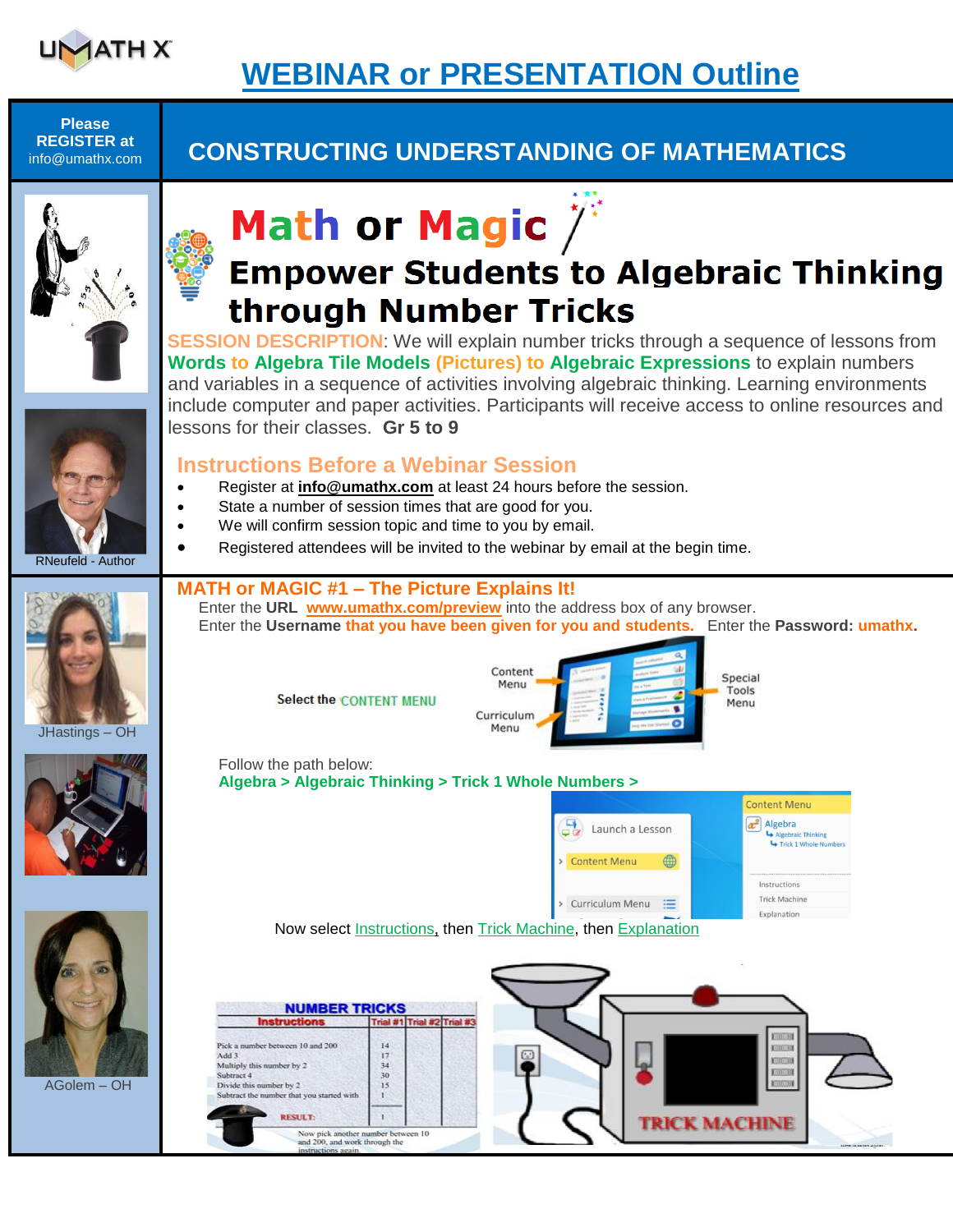# WEBINAR or PRESENTATION Outline

**Please REGISTER at** info@umathx.com

## CONSTRUCTING UNDERSTANDING OF MATHEMATICS

# Math or Magic

## Empower Students to Algebraic Thinking through Number Tricks

**SESSION DESCRIPTION**: We will explain number tricks through a sequence of lessons from **Words to Algebra Tile Models (Pictures) to Algebraic Expressions** to explain numbers and variables in a sequence of activities involving algebraic thinking. Learning environments include computer and paper activities. Participants will receive access to online resources and lessons for their classes. **Gr 5 to 9**

RNeufeld - Author

### Instructions Before a Webinar Session

- Register at **info@umathx.com** at least 24 hours before the session.
- State a number of session times that are good for you.
- We will confirm session topic and time to you by email.
- Registered attendees will be invited to the webinar by email at the begin time.

### MATH or MAGIC #1 – The Picture Explains It!

Enter the **URL** **www.umathx.com/preview** into the address box of any browser.
Enter the **Username** **that you have been given for you and students.** Enter the **Password: umathx.**

Select the CONTENT MENU

Content Menu | Curriculum Menu | Special Tools Menu

Follow the path below:
**Algebra > Algebraic Thinking > Trick 1 Whole Numbers >**

Now select Instructions, then Trick Machine, then Explanation

JHastings – OH

AGolem – OH

**NUMBER TRICKS**

| Instructions | Trial #1 | Trial #2 | Trial #3 |
|---|---|---|---|
| Pick a number between 10 and 200 | 14 | | |
| Add 3 | 17 | | |
| Multiply this number by 2 | 34 | | |
| Subtract 4 | 30 | | |
| Divide this number by 2 | 15 | | |
| Subtract the number that you started with | 1 | | |
| RESULT: | 1 | | |

Now pick another number between 10 and 200, and work through the instructions again.

TRICK MACHINE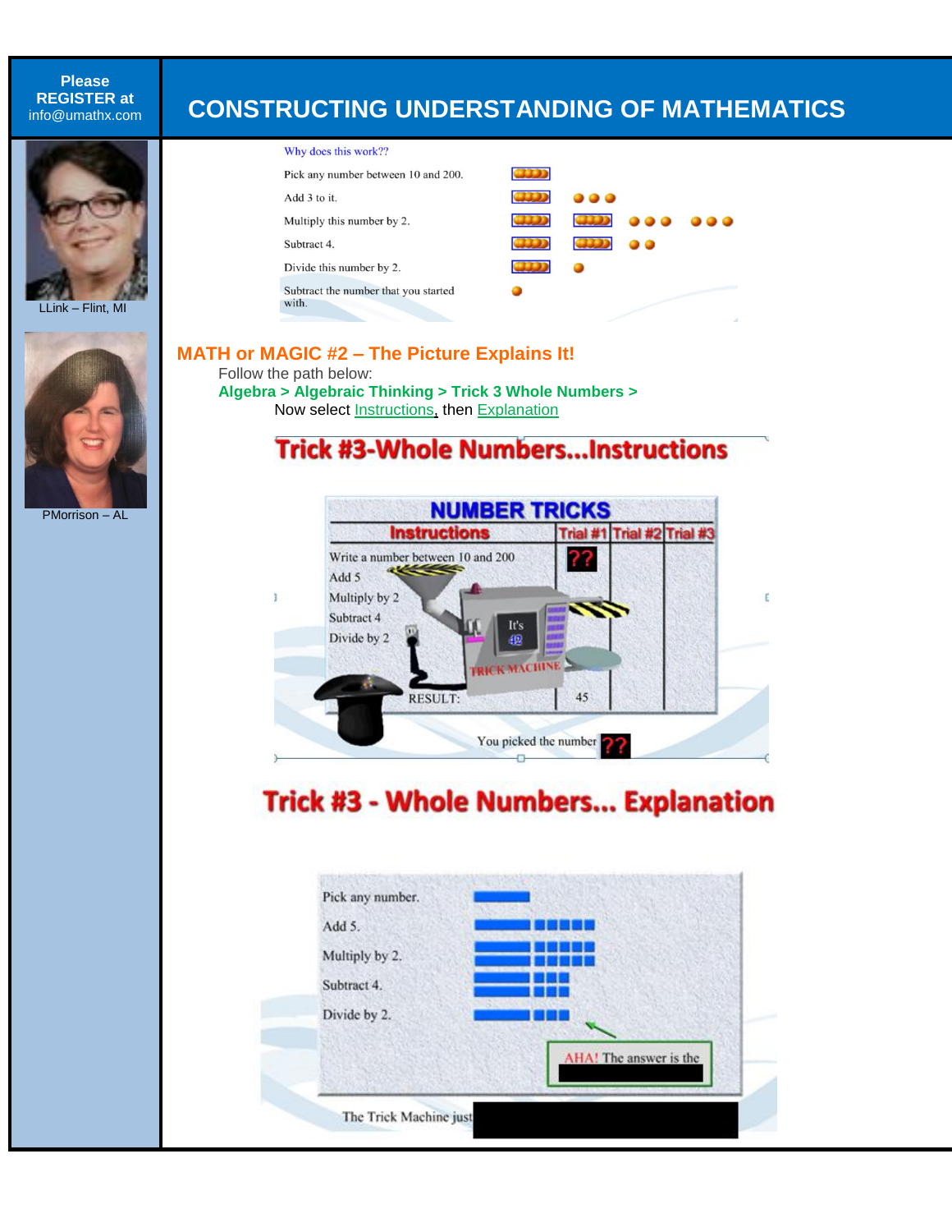Please **REGISTER at** info@umathx.com

# CONSTRUCTING UNDERSTANDING OF MATHEMATICS

LLink – Flint, MI

PMorrison – AL

Why does this work??

Pick any number between 10 and 200.

Add 3 to it.

Multiply this number by 2.

Subtract 4.

Divide this number by 2.

Subtract the number that you started with.

## MATH or MAGIC #2 – The Picture Explains It!

Follow the path below:

**Algebra > Algebraic Thinking > Trick 3 Whole Numbers >**

Now select Instructions, then Explanation

### Trick #3-Whole Numbers...Instructions

NUMBER TRICKS

| Instructions | Trial #1 | Trial #2 | Trial #3 |
|---|---|---|---|
| Write a number between 10 and 200 | ?? | | |
| Add 5 | | | |
| Multiply by 2 | | | |
| Subtract 4 | | | |
| Divide by 2 | | | |
| RESULT: | 45 | | |

It's 42

TRICK MACHINE

You picked the number ??

### Trick #3 - Whole Numbers... Explanation

Pick any number.

Add 5.

Multiply by 2.

Subtract 4.

Divide by 2.

AHA! The answer is the

The Trick Machine just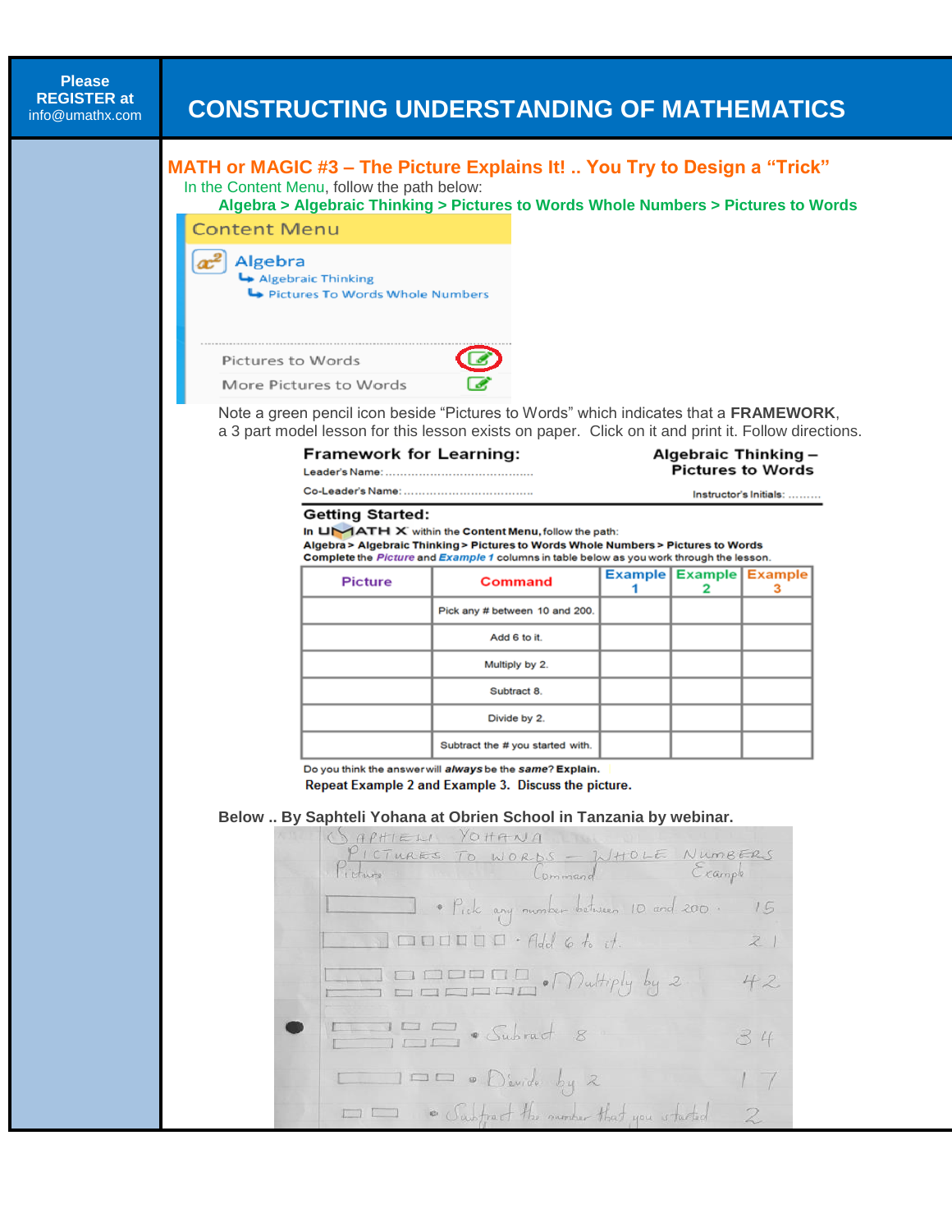**Please REGISTER at** info@umathx.com

# CONSTRUCTING UNDERSTANDING OF MATHEMATICS

## MATH or MAGIC #3 – The Picture Explains It! .. You Try to Design a "Trick"

In the Content Menu, follow the path below:

**Algebra > Algebraic Thinking > Pictures to Words Whole Numbers > Pictures to Words**

Content Menu

Algebra
- Algebraic Thinking
  - Pictures To Words Whole Numbers

Pictures to Words
More Pictures to Words

Note a green pencil icon beside "Pictures to Words" which indicates that a **FRAMEWORK**, a 3 part model lesson for this lesson exists on paper. Click on it and print it. Follow directions.

**Framework for Learning:** **Algebraic Thinking – Pictures to Words**

Leader's Name: .......................................

Co-Leader's Name: ..................................

Instructor's Initials: .........

**Getting Started:**

In UMATH X within the **Content Menu**, follow the path:
**Algebra > Algebraic Thinking > Pictures to Words Whole Numbers > Pictures to Words**
**Complete** the ***Picture*** and ***Example 1*** columns in table below as you work through the lesson.

| Picture | Command | Example 1 | Example 2 | Example 3 |
|---|---|---|---|---|
| | Pick any # between 10 and 200. | | | |
| | Add 6 to it. | | | |
| | Multiply by 2. | | | |
| | Subtract 8. | | | |
| | Divide by 2. | | | |
| | Subtract the # you started with. | | | |

Do you think the answer will ***always*** be the ***same***? **Explain.**

**Repeat Example 2 and Example 3. Discuss the picture.**

**Below .. By Saphteli Yohana at Obrien School in Tanzania by webinar.**

SAPHTELI YOHANA
PICTURES TO WORDS – WHOLE NUMBERS

| Picture | Command | Example |
|---|---|---|
| | Pick any number between 10 and 200. | 15 |
| | Add 6 to it. | 21 |
| | Multiply by 2 | 42 |
| | Subtract 8 | 34 |
| | Divide by 2 | 17 |
| | Subtract the number that you started | 2 |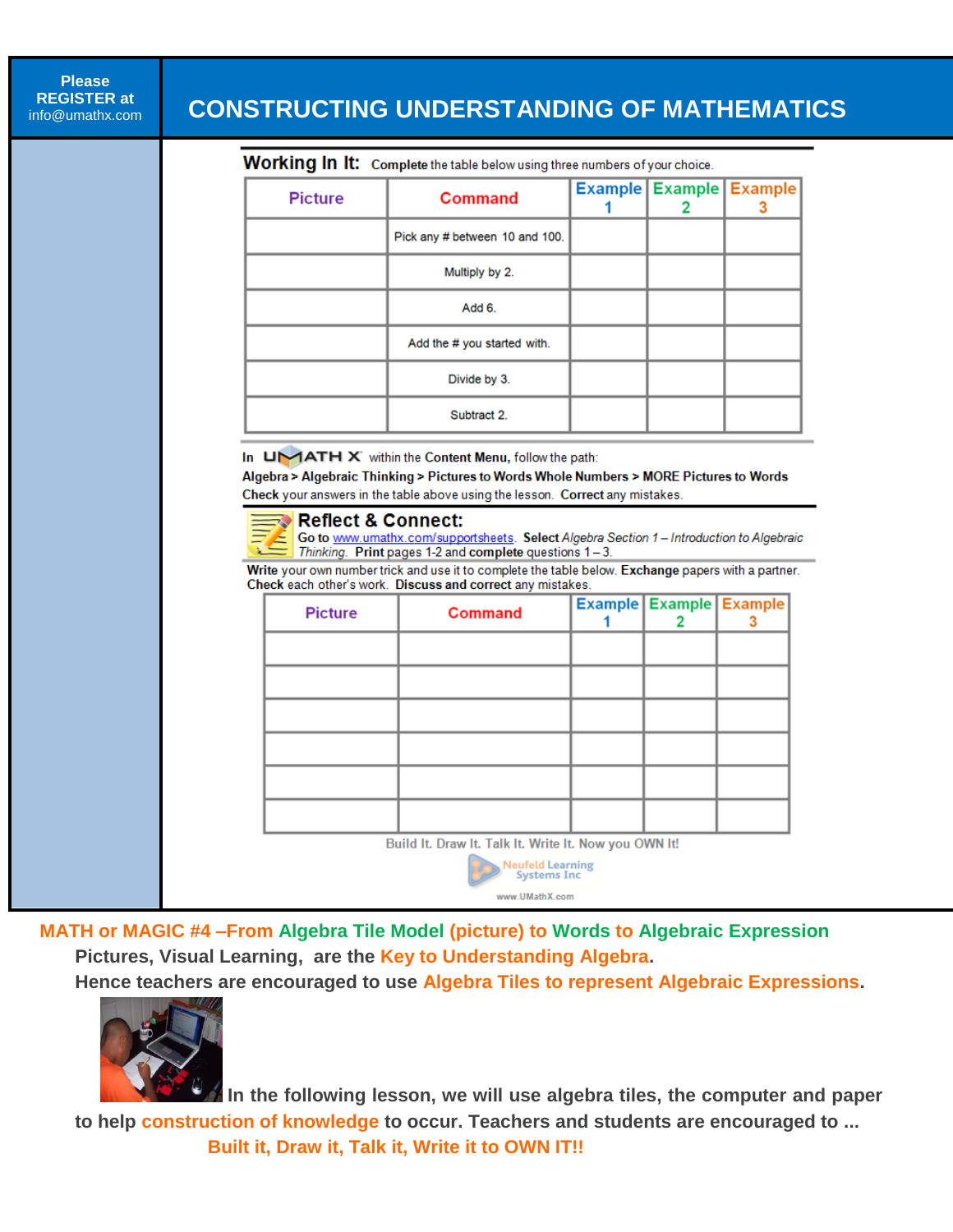Please REGISTER at info@umathx.com

# CONSTRUCTING UNDERSTANDING OF MATHEMATICS

## Working In It:

**Complete** the table below using three numbers of your choice.

| Picture | Command | Example 1 | Example 2 | Example 3 |
|---|---|---|---|---|
| | Pick any # between 10 and 100. | | | |
| | Multiply by 2. | | | |
| | Add 6. | | | |
| | Add the # you started with. | | | |
| | Divide by 3. | | | |
| | Subtract 2. | | | |

In UMATH X within the **Content Menu,** follow the path:
**Algebra > Algebraic Thinking > Pictures to Words Whole Numbers > MORE Pictures to Words**
**Check** your answers in the table above using the lesson. **Correct** any mistakes.

## Reflect & Connect:

**Go to** www.umathx.com/supportsheets. **Select** *Algebra Section 1 – Introduction to Algebraic Thinking.* **Print** pages 1-2 and **complete** questions 1 – 3.

**Write** your own number trick and use it to complete the table below. **Exchange** papers with a partner. **Check** each other's work. **Discuss and correct** any mistakes.

| Picture | Command | Example 1 | Example 2 | Example 3 |
|---|---|---|---|---|
| | | | | |
| | | | | |
| | | | | |
| | | | | |
| | | | | |
| | | | | |

Build It. Draw It. Talk It. Write It. Now you OWN It!

Neufeld Learning Systems Inc

www.UMathX.com

**MATH or MAGIC #4 –From Algebra Tile Model (picture) to Words to Algebraic Expression**

**Pictures, Visual Learning, are the Key to Understanding Algebra.**

**Hence teachers are encouraged to use Algebra Tiles to represent Algebraic Expressions.**

**In the following lesson, we will use algebra tiles, the computer and paper to help construction of knowledge to occur. Teachers and students are encouraged to ...**

**Built it, Draw it, Talk it, Write it to OWN IT!!**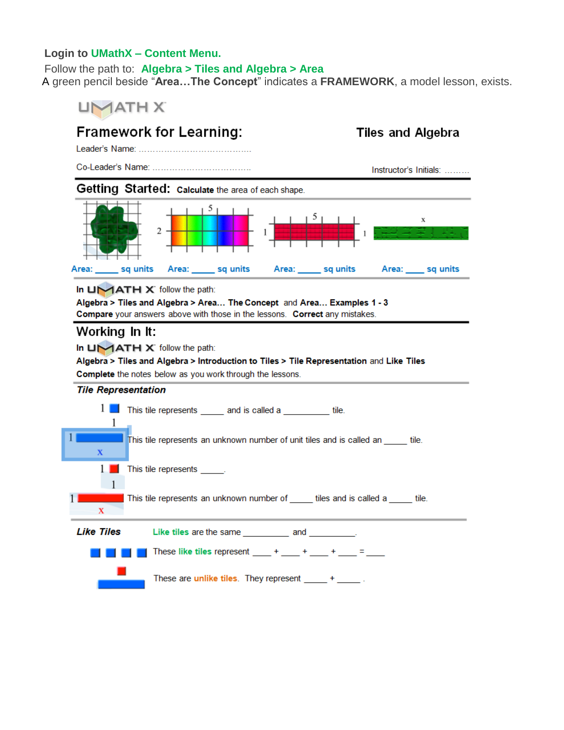**Login to UMathX – Content Menu.**

Follow the path to: **Algebra > Tiles and Algebra > Area**

A green pencil beside "**Area…The Concept**" indicates a **FRAMEWORK**, a model lesson, exists.

UMATH X

# Framework for Learning: Tiles and Algebra

Leader's Name: ……………………………………

Co-Leader's Name: ………………………………

Instructor's Initials: ………

## Getting Started: **Calculate** the area of each shape.

Area: _____ sq units    Area: _____ sq units    Area: _____ sq units    Area: ____ sq units

In UMATH X follow the path:

**Algebra > Tiles and Algebra > Area… The Concept** and **Area… Examples 1 - 3**

**Compare** your answers above with those in the lessons. **Correct** any mistakes.

## Working In It:

In UMATH X follow the path:

**Algebra > Tiles and Algebra > Introduction to Tiles > Tile Representation** and **Like Tiles**

**Complete** the notes below as you work through the lessons.

### *Tile Representation*

This tile represents _____ and is called a __________ tile.

This tile represents an unknown number of unit tiles and is called an _____ tile.

This tile represents _____.

This tile represents an unknown number of _____ tiles and is called a _____ tile.

### *Like Tiles*

**Like tiles** are the same __________ and __________.

These **like tiles** represent ____ + ____ + ____ + ____ = ____

These are **unlike tiles**. They represent _____ + _____ .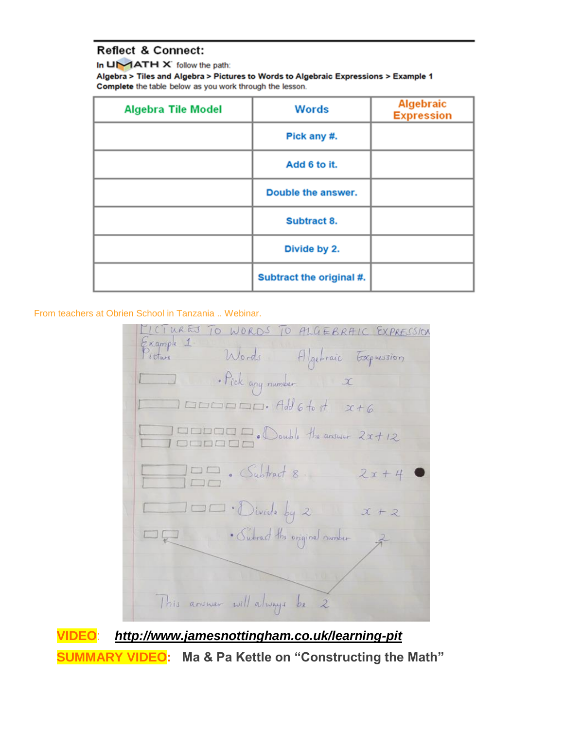## Reflect & Connect:

In UMATH X follow the path:

**Algebra > Tiles and Algebra > Pictures to Words to Algebraic Expressions > Example 1**

**Complete** the table below as you work through the lesson.

| Algebra Tile Model | Words | Algebraic Expression |
|---|---|---|
| | Pick any #. | |
| | Add 6 to it. | |
| | Double the answer. | |
| | Subtract 8. | |
| | Divide by 2. | |
| | Subtract the original #. | |

From teachers at Obrien School in Tanzania .. Webinar.

PICTURES TO WORDS TO ALGEBRAIC EXPRESSION

Example 1

| Picture | Words | Algebraic Expression |
|---|---|---|
| | Pick any number | $x$ |
| | Add 6 to it | $x + 6$ |
| | Double the answer | $2x + 12$ |
| | Subtract 8 | $2x + 4$ |
| | Divide by 2 | $x + 2$ |
| | Subtract the original number | $2$ |

This answer will always be 2

**VIDEO**: ***http://www.jamesnottingham.co.uk/learning-pit***

**SUMMARY VIDEO: Ma & Pa Kettle on "Constructing the Math"**